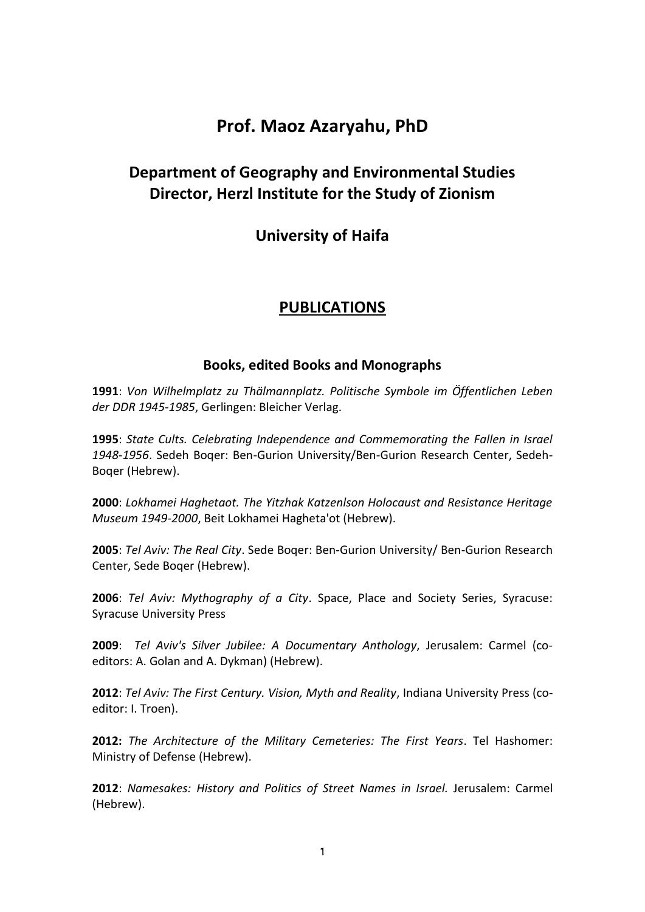# Prof. Maoz Azaryahu, PhD

## Department of Geography and Environmental Studies
## Director, Herzl Institute for the Study of Zionism

## University of Haifa

## PUBLICATIONS

### Books, edited Books and Monographs

**1991**: *Von Wilhelmplatz zu Thälmannplatz. Politische Symbole im Öffentlichen Leben der DDR 1945-1985*, Gerlingen: Bleicher Verlag.

**1995**: *State Cults. Celebrating Independence and Commemorating the Fallen in Israel 1948-1956*. Sedeh Boqer: Ben-Gurion University/Ben-Gurion Research Center, Sedeh-Boqer (Hebrew).

**2000**: *Lokhamei Haghetaot. The Yitzhak Katzenlson Holocaust and Resistance Heritage Museum 1949-2000*, Beit Lokhamei Hagheta'ot (Hebrew).

**2005**: *Tel Aviv: The Real City*. Sede Boqer: Ben-Gurion University/ Ben-Gurion Research Center, Sede Boqer (Hebrew).

**2006**: *Tel Aviv: Mythography of a City*. Space, Place and Society Series, Syracuse: Syracuse University Press

**2009**: *Tel Aviv's Silver Jubilee: A Documentary Anthology*, Jerusalem: Carmel (co-editors: A. Golan and A. Dykman) (Hebrew).

**2012**: *Tel Aviv: The First Century. Vision, Myth and Reality*, Indiana University Press (co-editor: I. Troen).

**2012:** *The Architecture of the Military Cemeteries: The First Years*. Tel Hashomer: Ministry of Defense (Hebrew).

**2012**: *Namesakes: History and Politics of Street Names in Israel.* Jerusalem: Carmel (Hebrew).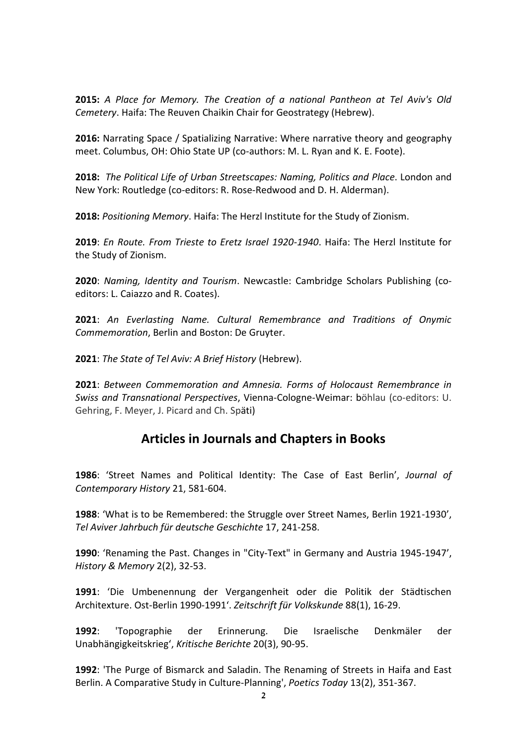**2015:** *A Place for Memory. The Creation of a national Pantheon at Tel Aviv's Old Cemetery*. Haifa: The Reuven Chaikin Chair for Geostrategy (Hebrew).

**2016:** Narrating Space / Spatializing Narrative: Where narrative theory and geography meet. Columbus, OH: Ohio State UP (co-authors: M. L. Ryan and K. E. Foote).

**2018:** *The Political Life of Urban Streetscapes: Naming, Politics and Place*. London and New York: Routledge (co-editors: R. Rose-Redwood and D. H. Alderman).

**2018:** *Positioning Memory*. Haifa: The Herzl Institute for the Study of Zionism.

**2019**: *En Route. From Trieste to Eretz Israel 1920-1940*. Haifa: The Herzl Institute for the Study of Zionism.

**2020**: *Naming, Identity and Tourism*. Newcastle: Cambridge Scholars Publishing (co-editors: L. Caiazzo and R. Coates).

**2021**: *An Everlasting Name. Cultural Remembrance and Traditions of Onymic Commemoration*, Berlin and Boston: De Gruyter.

**2021**: *The State of Tel Aviv: A Brief History* (Hebrew).

**2021**: *Between Commemoration and Amnesia. Forms of Holocaust Remembrance in Swiss and Transnational Perspectives*, Vienna-Cologne-Weimar: böhlau (co-editors: U. Gehring, F. Meyer, J. Picard and Ch. Späti)

## Articles in Journals and Chapters in Books

**1986**: 'Street Names and Political Identity: The Case of East Berlin', *Journal of Contemporary History* 21, 581-604.

**1988**: 'What is to be Remembered: the Struggle over Street Names, Berlin 1921-1930', *Tel Aviver Jahrbuch für deutsche Geschichte* 17, 241-258.

**1990**: 'Renaming the Past. Changes in "City-Text" in Germany and Austria 1945-1947', *History & Memory* 2(2), 32-53.

**1991**: 'Die Umbenennung der Vergangenheit oder die Politik der Städtischen Architexture. Ost-Berlin 1990-1991'. *Zeitschrift für Volkskunde* 88(1), 16-29.

**1992**: 'Topographie der Erinnerung. Die Israelische Denkmäler der Unabhängigkeitskrieg', *Kritische Berichte* 20(3), 90-95.

**1992**: 'The Purge of Bismarck and Saladin. The Renaming of Streets in Haifa and East Berlin. A Comparative Study in Culture-Planning', *Poetics Today* 13(2), 351-367.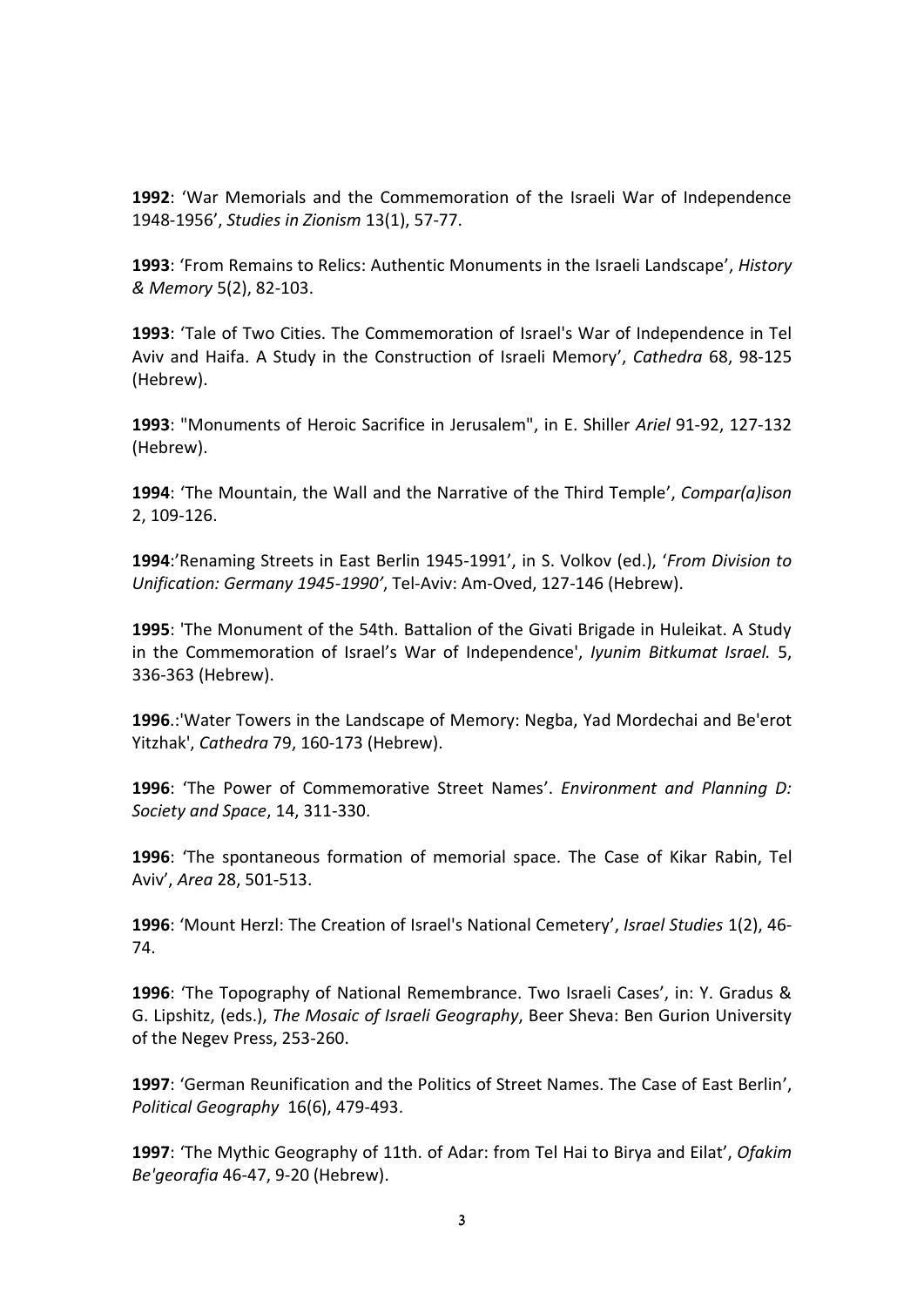**1992**: ‘War Memorials and the Commemoration of the Israeli War of Independence 1948-1956’, *Studies in Zionism* 13(1), 57-77.

**1993**: ‘From Remains to Relics: Authentic Monuments in the Israeli Landscape’, *History & Memory* 5(2), 82-103.

**1993**: ‘Tale of Two Cities. The Commemoration of Israel's War of Independence in Tel Aviv and Haifa. A Study in the Construction of Israeli Memory’, *Cathedra* 68, 98-125 (Hebrew).

**1993**: "Monuments of Heroic Sacrifice in Jerusalem", in E. Shiller *Ariel* 91-92, 127-132 (Hebrew).

**1994**: ‘The Mountain, the Wall and the Narrative of the Third Temple’, *Compar(a)ison* 2, 109-126.

**1994**:’Renaming Streets in East Berlin 1945-1991’, in S. Volkov (ed.), ‘*From Division to Unification: Germany 1945-1990’*, Tel-Aviv: Am-Oved, 127-146 (Hebrew).

**1995**: 'The Monument of the 54th. Battalion of the Givati Brigade in Huleikat. A Study in the Commemoration of Israel’s War of Independence', *Iyunim Bitkumat Israel.* 5, 336-363 (Hebrew).

**1996**.:'Water Towers in the Landscape of Memory: Negba, Yad Mordechai and Be'erot Yitzhak', *Cathedra* 79, 160-173 (Hebrew).

**1996**: ‘The Power of Commemorative Street Names’. *Environment and Planning D: Society and Space*, 14, 311-330.

**1996**: ‘The spontaneous formation of memorial space. The Case of Kikar Rabin, Tel Aviv’, *Area* 28, 501-513.

**1996**: ‘Mount Herzl: The Creation of Israel's National Cemetery’, *Israel Studies* 1(2), 46-74.

**1996**: ‘The Topography of National Remembrance. Two Israeli Cases’, in: Y. Gradus & G. Lipshitz, (eds.), *The Mosaic of Israeli Geography*, Beer Sheva: Ben Gurion University of the Negev Press, 253-260.

**1997**: ‘German Reunification and the Politics of Street Names. The Case of East Berlin’, *Political Geography* 16(6), 479-493.

**1997**: ‘The Mythic Geography of 11th. of Adar: from Tel Hai to Birya and Eilat’, *Ofakim Be'georafia* 46-47, 9-20 (Hebrew).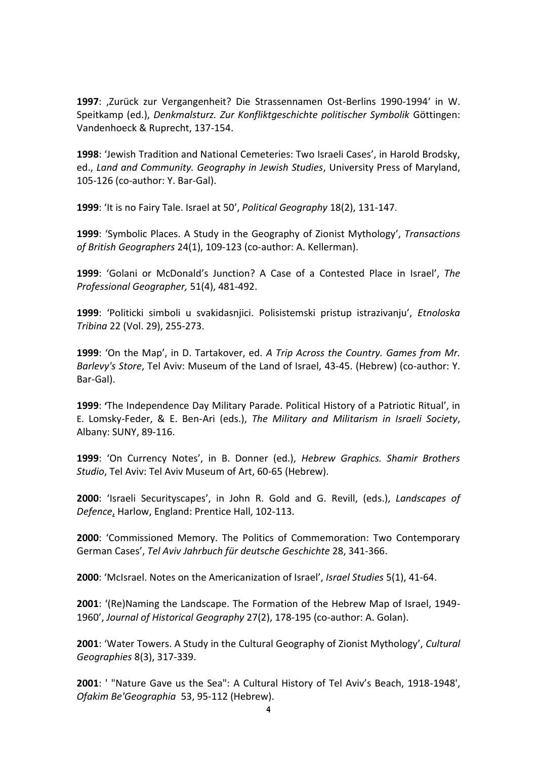**1997**: ‚Zurück zur Vergangenheit? Die Strassennamen Ost-Berlins 1990-1994' in W. Speitkamp (ed.), *Denkmalsturz. Zur Konfliktgeschichte politischer Symbolik* Göttingen: Vandenhoeck & Ruprecht, 137-154.

**1998**: 'Jewish Tradition and National Cemeteries: Two Israeli Cases', in Harold Brodsky, ed., *Land and Community. Geography in Jewish Studies*, University Press of Maryland, 105-126 (co-author: Y. Bar-Gal).

**1999**: 'It is no Fairy Tale. Israel at 50', *Political Geography* 18(2), 131-147.

**1999**: 'Symbolic Places. A Study in the Geography of Zionist Mythology', *Transactions of British Geographers* 24(1), 109-123 (co-author: A. Kellerman).

**1999**: 'Golani or McDonald's Junction? A Case of a Contested Place in Israel', *The Professional Geographer,* 51(4), 481-492.

**1999**: 'Politicki simboli u svakidasnjici. Polisistemski pristup istrazivanju', *Etnoloska Tribina* 22 (Vol. 29), 255-273.

**1999**: 'On the Map', in D. Tartakover, ed. *A Trip Across the Country. Games from Mr. Barlevy's Store*, Tel Aviv: Museum of the Land of Israel, 43-45. (Hebrew) (co-author: Y. Bar-Gal).

**1999**: 'The Independence Day Military Parade. Political History of a Patriotic Ritual', in E. Lomsky-Feder, & E. Ben-Ari (eds.), *The Military and Militarism in Israeli Society*, Albany: SUNY, 89-116.

**1999**: 'On Currency Notes', in B. Donner (ed.), *Hebrew Graphics. Shamir Brothers Studio*, Tel Aviv: Tel Aviv Museum of Art, 60-65 (Hebrew).

**2000**: 'Israeli Securityscapes', in John R. Gold and G. Revill, (eds.), *Landscapes of Defence*, Harlow, England: Prentice Hall, 102-113.

**2000**: 'Commissioned Memory. The Politics of Commemoration: Two Contemporary German Cases', *Tel Aviv Jahrbuch für deutsche Geschichte* 28, 341-366.

**2000**: 'McIsrael. Notes on the Americanization of Israel', *Israel Studies* 5(1), 41-64.

**2001**: '(Re)Naming the Landscape. The Formation of the Hebrew Map of Israel, 1949-1960', *Journal of Historical Geography* 27(2), 178-195 (co-author: A. Golan).

**2001**: 'Water Towers. A Study in the Cultural Geography of Zionist Mythology', *Cultural Geographies* 8(3), 317-339.

**2001**: ' "Nature Gave us the Sea": A Cultural History of Tel Aviv's Beach, 1918-1948', *Ofakim Be'Geographia* 53, 95-112 (Hebrew).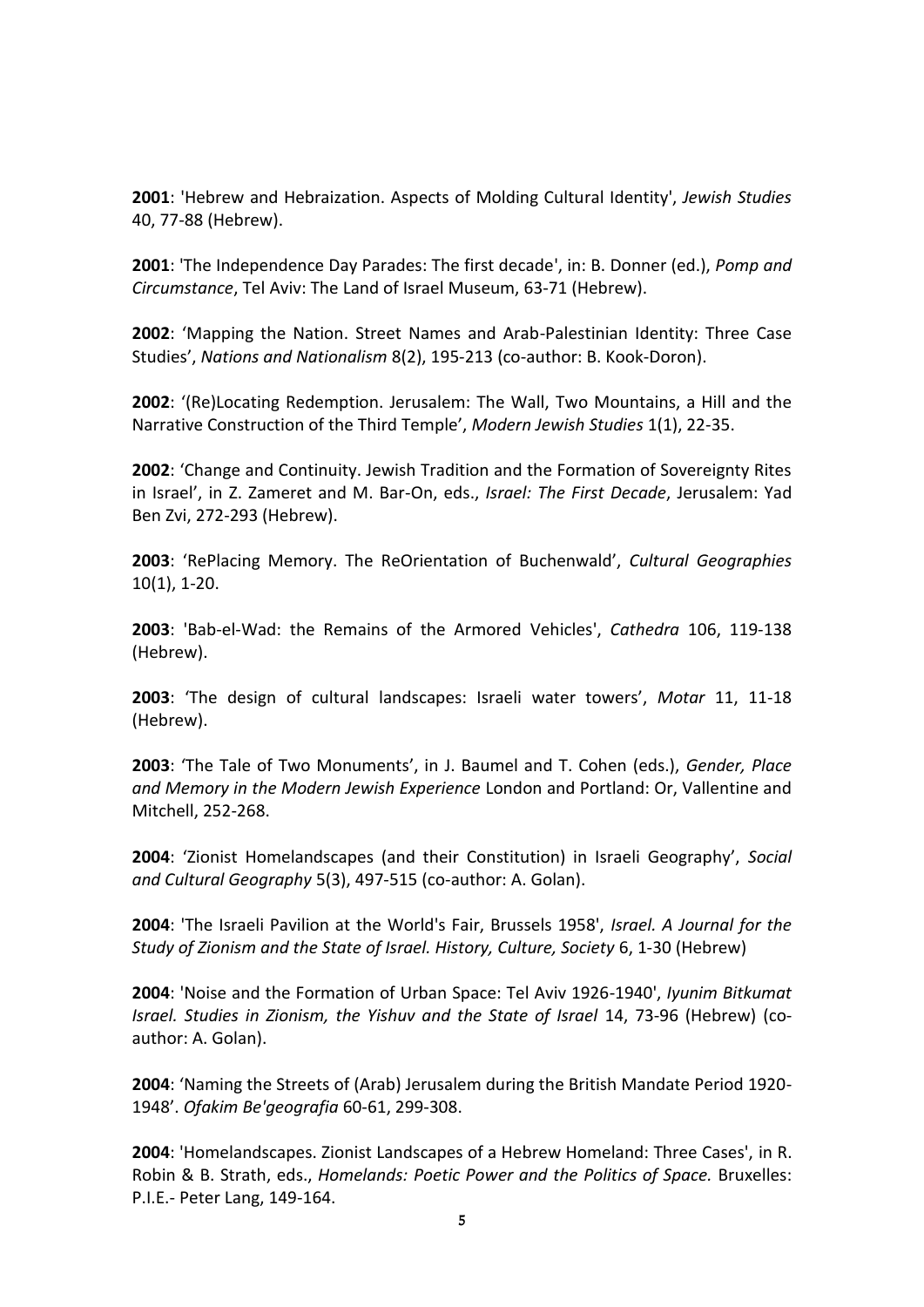**2001**: 'Hebrew and Hebraization. Aspects of Molding Cultural Identity', *Jewish Studies* 40, 77-88 (Hebrew).

**2001**: 'The Independence Day Parades: The first decade', in: B. Donner (ed.), *Pomp and Circumstance*, Tel Aviv: The Land of Israel Museum, 63-71 (Hebrew).

**2002**: 'Mapping the Nation. Street Names and Arab-Palestinian Identity: Three Case Studies', *Nations and Nationalism* 8(2), 195-213 (co-author: B. Kook-Doron).

**2002**: '(Re)Locating Redemption. Jerusalem: The Wall, Two Mountains, a Hill and the Narrative Construction of the Third Temple', *Modern Jewish Studies* 1(1), 22-35.

**2002**: 'Change and Continuity. Jewish Tradition and the Formation of Sovereignty Rites in Israel', in Z. Zameret and M. Bar-On, eds., *Israel: The First Decade*, Jerusalem: Yad Ben Zvi, 272-293 (Hebrew).

**2003**: 'RePlacing Memory. The ReOrientation of Buchenwald', *Cultural Geographies* 10(1), 1-20.

**2003**: 'Bab-el-Wad: the Remains of the Armored Vehicles', *Cathedra* 106, 119-138 (Hebrew).

**2003**: 'The design of cultural landscapes: Israeli water towers', *Motar* 11, 11-18 (Hebrew).

**2003**: 'The Tale of Two Monuments', in J. Baumel and T. Cohen (eds.), *Gender, Place and Memory in the Modern Jewish Experience* London and Portland: Or, Vallentine and Mitchell, 252-268.

**2004**: 'Zionist Homelandscapes (and their Constitution) in Israeli Geography', *Social and Cultural Geography* 5(3), 497-515 (co-author: A. Golan).

**2004**: 'The Israeli Pavilion at the World's Fair, Brussels 1958', *Israel. A Journal for the Study of Zionism and the State of Israel. History, Culture, Society* 6, 1-30 (Hebrew)

**2004**: 'Noise and the Formation of Urban Space: Tel Aviv 1926-1940', *Iyunim Bitkumat Israel. Studies in Zionism, the Yishuv and the State of Israel* 14, 73-96 (Hebrew) (co-author: A. Golan).

**2004**: 'Naming the Streets of (Arab) Jerusalem during the British Mandate Period 1920-1948'. *Ofakim Be'geografia* 60-61, 299-308.

**2004**: 'Homelandscapes. Zionist Landscapes of a Hebrew Homeland: Three Cases', in R. Robin & B. Strath, eds., *Homelands: Poetic Power and the Politics of Space.* Bruxelles: P.I.E.- Peter Lang, 149-164.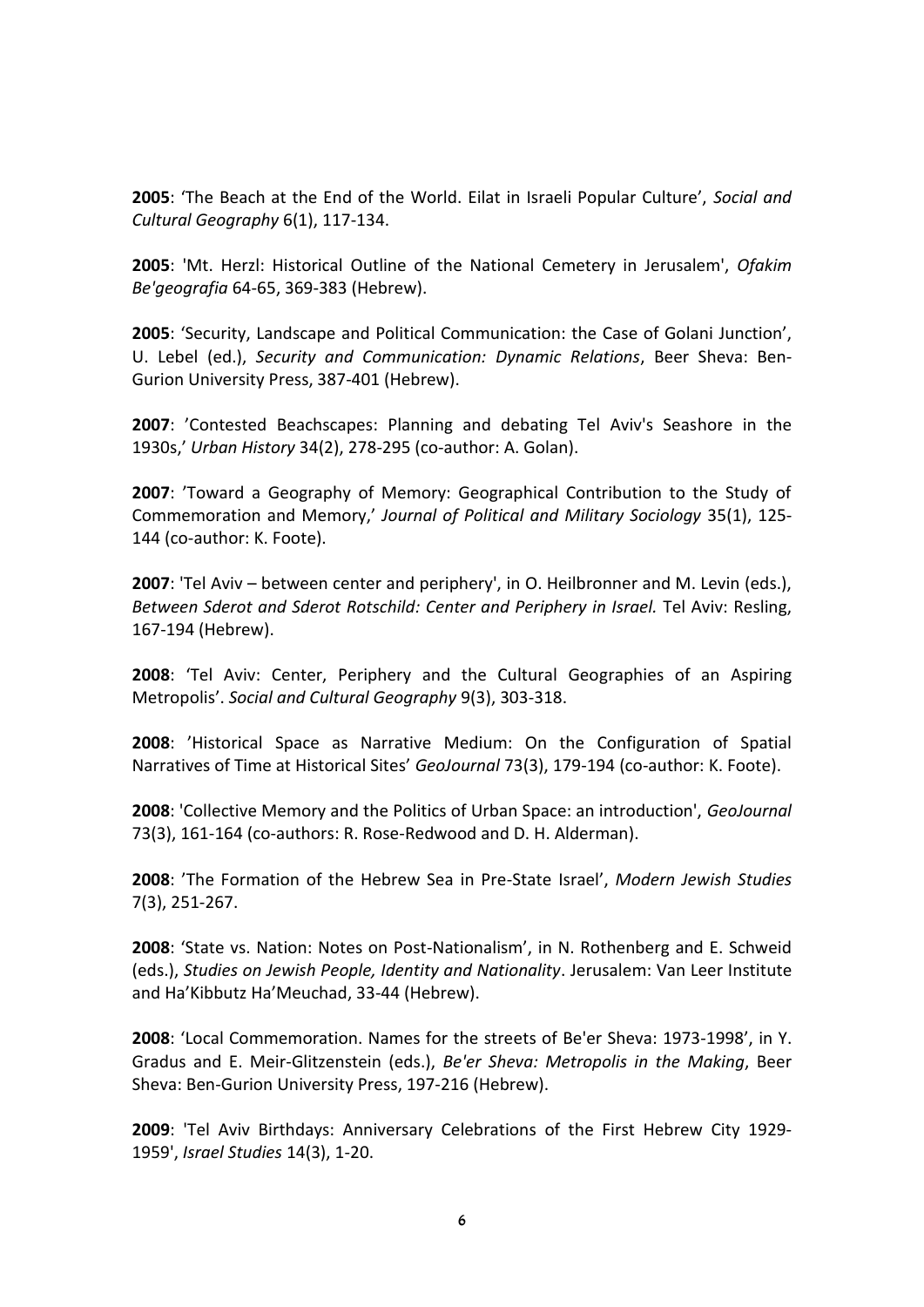**2005**: ‘The Beach at the End of the World. Eilat in Israeli Popular Culture’, *Social and Cultural Geography* 6(1), 117-134.

**2005**: 'Mt. Herzl: Historical Outline of the National Cemetery in Jerusalem', *Ofakim Be'geografia* 64-65, 369-383 (Hebrew).

**2005**: ‘Security, Landscape and Political Communication: the Case of Golani Junction’, U. Lebel (ed.), *Security and Communication: Dynamic Relations*, Beer Sheva: Ben-Gurion University Press, 387-401 (Hebrew).

**2007**: ’Contested Beachscapes: Planning and debating Tel Aviv's Seashore in the 1930s,’ *Urban History* 34(2), 278-295 (co-author: A. Golan).

**2007**: ’Toward a Geography of Memory: Geographical Contribution to the Study of Commemoration and Memory,’ *Journal of Political and Military Sociology* 35(1), 125-144 (co-author: K. Foote).

**2007**: 'Tel Aviv – between center and periphery', in O. Heilbronner and M. Levin (eds.), *Between Sderot and Sderot Rotschild: Center and Periphery in Israel.* Tel Aviv: Resling, 167-194 (Hebrew).

**2008**: ‘Tel Aviv: Center, Periphery and the Cultural Geographies of an Aspiring Metropolis’. *Social and Cultural Geography* 9(3), 303-318.

**2008**: ’Historical Space as Narrative Medium: On the Configuration of Spatial Narratives of Time at Historical Sites’ *GeoJournal* 73(3), 179-194 (co-author: K. Foote).

**2008**: 'Collective Memory and the Politics of Urban Space: an introduction', *GeoJournal* 73(3), 161-164 (co-authors: R. Rose-Redwood and D. H. Alderman).

**2008**: ’The Formation of the Hebrew Sea in Pre-State Israel’, *Modern Jewish Studies* 7(3), 251-267.

**2008**: ‘State vs. Nation: Notes on Post-Nationalism’, in N. Rothenberg and E. Schweid (eds.), *Studies on Jewish People, Identity and Nationality*. Jerusalem: Van Leer Institute and Ha’Kibbutz Ha’Meuchad, 33-44 (Hebrew).

**2008**: ‘Local Commemoration. Names for the streets of Be'er Sheva: 1973-1998’, in Y. Gradus and E. Meir-Glitzenstein (eds.), *Be'er Sheva: Metropolis in the Making*, Beer Sheva: Ben-Gurion University Press, 197-216 (Hebrew).

**2009**: 'Tel Aviv Birthdays: Anniversary Celebrations of the First Hebrew City 1929-1959', *Israel Studies* 14(3), 1-20.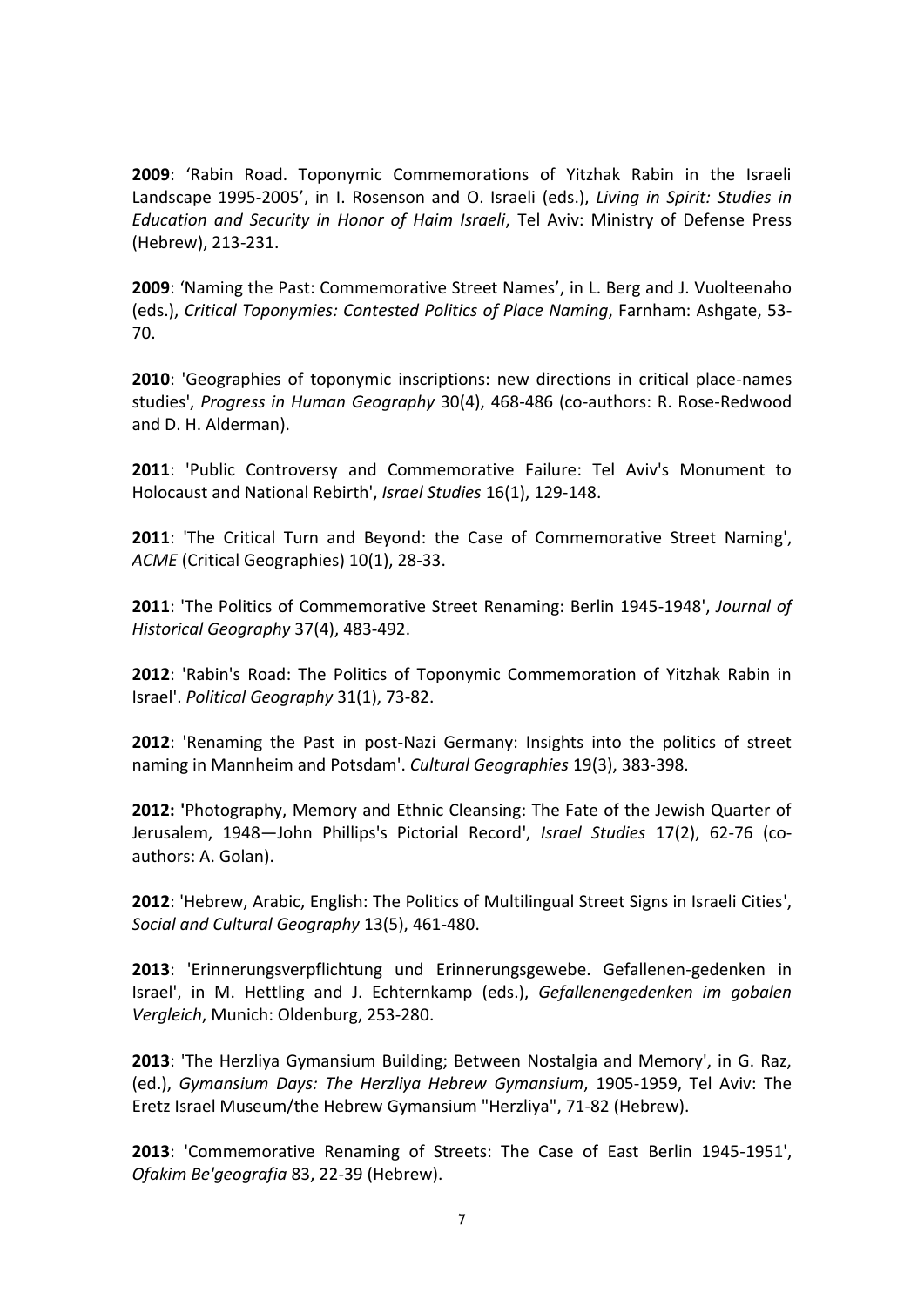**2009**: ‘Rabin Road. Toponymic Commemorations of Yitzhak Rabin in the Israeli Landscape 1995-2005’, in I. Rosenson and O. Israeli (eds.), *Living in Spirit: Studies in Education and Security in Honor of Haim Israeli*, Tel Aviv: Ministry of Defense Press (Hebrew), 213-231.

**2009**: ‘Naming the Past: Commemorative Street Names’, in L. Berg and J. Vuolteenaho (eds.), *Critical Toponymies: Contested Politics of Place Naming*, Farnham: Ashgate, 53-70.

**2010**: 'Geographies of toponymic inscriptions: new directions in critical place-names studies', *Progress in Human Geography* 30(4), 468-486 (co-authors: R. Rose-Redwood and D. H. Alderman).

**2011**: 'Public Controversy and Commemorative Failure: Tel Aviv's Monument to Holocaust and National Rebirth', *Israel Studies* 16(1), 129-148.

**2011**: 'The Critical Turn and Beyond: the Case of Commemorative Street Naming', *ACME* (Critical Geographies) 10(1), 28-33.

**2011**: 'The Politics of Commemorative Street Renaming: Berlin 1945-1948', *Journal of Historical Geography* 37(4), 483-492.

**2012**: 'Rabin's Road: The Politics of Toponymic Commemoration of Yitzhak Rabin in Israel'. *Political Geography* 31(1), 73-82.

**2012**: 'Renaming the Past in post-Nazi Germany: Insights into the politics of street naming in Mannheim and Potsdam'. *Cultural Geographies* 19(3), 383-398.

**2012: '**Photography, Memory and Ethnic Cleansing: The Fate of the Jewish Quarter of Jerusalem, 1948—John Phillips's Pictorial Record', *Israel Studies* 17(2), 62-76 (co-authors: A. Golan).

**2012**: 'Hebrew, Arabic, English: The Politics of Multilingual Street Signs in Israeli Cities', *Social and Cultural Geography* 13(5), 461-480.

**2013**: 'Erinnerungsverpflichtung und Erinnerungsgewebe. Gefallenen-gedenken in Israel', in M. Hettling and J. Echternkamp (eds.), *Gefallenengedenken im gobalen Vergleich*, Munich: Oldenburg, 253-280.

**2013**: 'The Herzliya Gymansium Building; Between Nostalgia and Memory', in G. Raz, (ed.), *Gymansium Days: The Herzliya Hebrew Gymansium*, 1905-1959, Tel Aviv: The Eretz Israel Museum/the Hebrew Gymansium "Herzliya", 71-82 (Hebrew).

**2013**: 'Commemorative Renaming of Streets: The Case of East Berlin 1945-1951', *Ofakim Be'geografia* 83, 22-39 (Hebrew).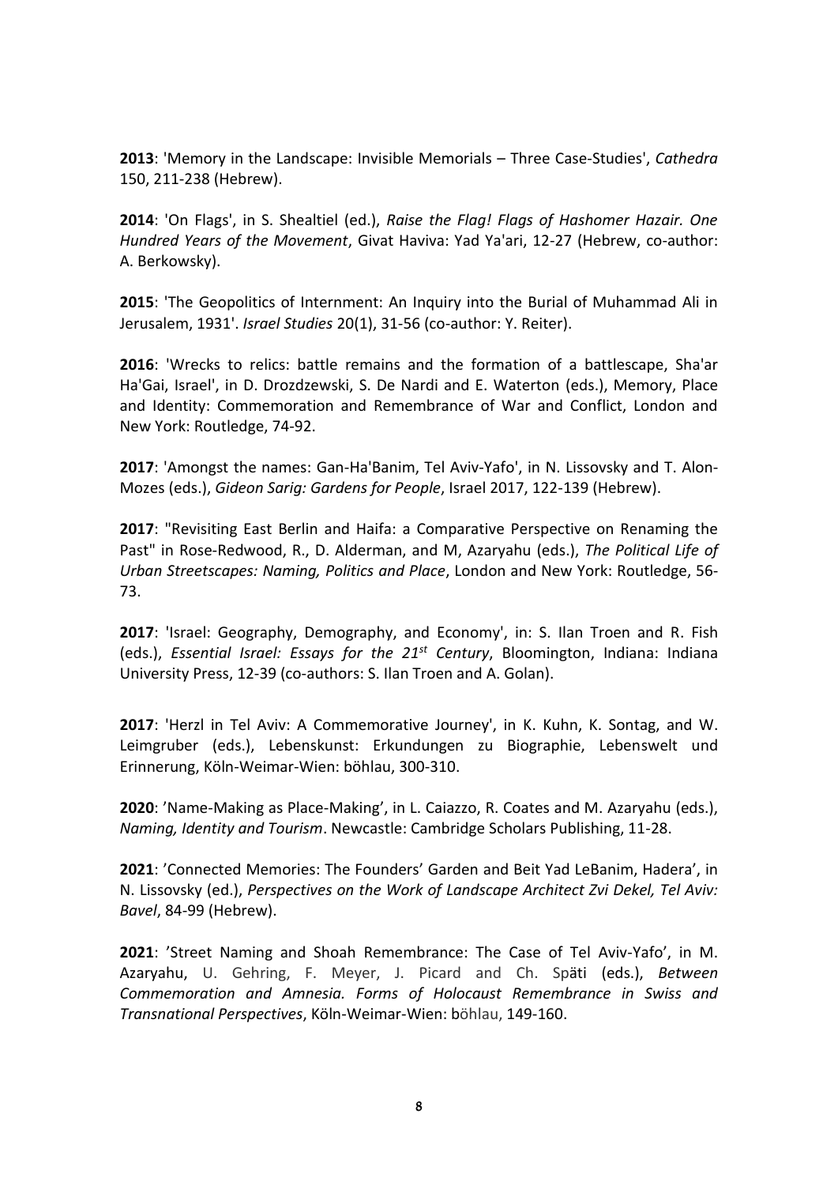**2013**: 'Memory in the Landscape: Invisible Memorials – Three Case-Studies', *Cathedra* 150, 211-238 (Hebrew).

**2014**: 'On Flags', in S. Shealtiel (ed.), *Raise the Flag! Flags of Hashomer Hazair. One Hundred Years of the Movement*, Givat Haviva: Yad Ya'ari, 12-27 (Hebrew, co-author: A. Berkowsky).

**2015**: 'The Geopolitics of Internment: An Inquiry into the Burial of Muhammad Ali in Jerusalem, 1931'. *Israel Studies* 20(1), 31-56 (co-author: Y. Reiter).

**2016**: 'Wrecks to relics: battle remains and the formation of a battlescape, Sha'ar Ha'Gai, Israel', in D. Drozdzewski, S. De Nardi and E. Waterton (eds.), Memory, Place and Identity: Commemoration and Remembrance of War and Conflict, London and New York: Routledge, 74-92.

**2017**: 'Amongst the names: Gan-Ha'Banim, Tel Aviv-Yafo', in N. Lissovsky and T. Alon-Mozes (eds.), *Gideon Sarig: Gardens for People*, Israel 2017, 122-139 (Hebrew).

**2017**: "Revisiting East Berlin and Haifa: a Comparative Perspective on Renaming the Past" in Rose-Redwood, R., D. Alderman, and M, Azaryahu (eds.), *The Political Life of Urban Streetscapes: Naming, Politics and Place*, London and New York: Routledge, 56-73.

**2017**: 'Israel: Geography, Demography, and Economy', in: S. Ilan Troen and R. Fish (eds.), *Essential Israel: Essays for the 21st Century*, Bloomington, Indiana: Indiana University Press, 12-39 (co-authors: S. Ilan Troen and A. Golan).

**2017**: 'Herzl in Tel Aviv: A Commemorative Journey', in K. Kuhn, K. Sontag, and W. Leimgruber (eds.), Lebenskunst: Erkundungen zu Biographie, Lebenswelt und Erinnerung, Köln-Weimar-Wien: böhlau, 300-310.

**2020**: 'Name-Making as Place-Making', in L. Caiazzo, R. Coates and M. Azaryahu (eds.), *Naming, Identity and Tourism*. Newcastle: Cambridge Scholars Publishing, 11-28.

**2021**: 'Connected Memories: The Founders' Garden and Beit Yad LeBanim, Hadera', in N. Lissovsky (ed.), *Perspectives on the Work of Landscape Architect Zvi Dekel, Tel Aviv: Bavel*, 84-99 (Hebrew).

**2021**: 'Street Naming and Shoah Remembrance: The Case of Tel Aviv-Yafo', in M. Azaryahu, U. Gehring, F. Meyer, J. Picard and Ch. Späti (eds.), *Between Commemoration and Amnesia. Forms of Holocaust Remembrance in Swiss and Transnational Perspectives*, Köln-Weimar-Wien: böhlau, 149-160.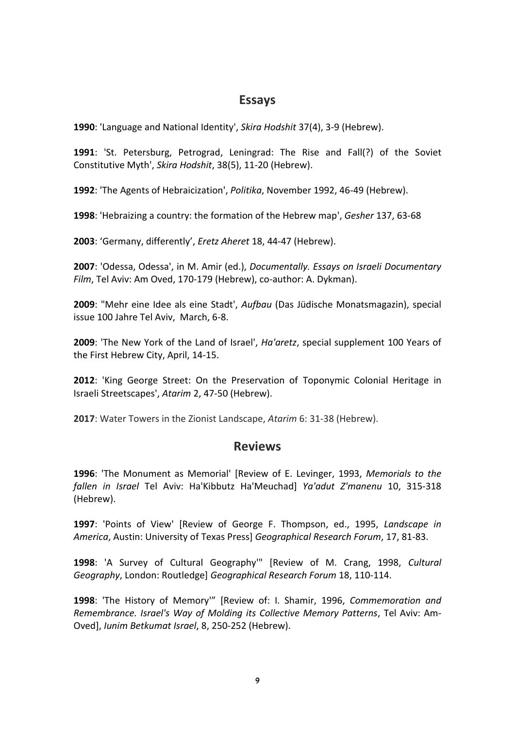## Essays

**1990**: 'Language and National Identity', *Skira Hodshit* 37(4), 3-9 (Hebrew).

**1991**: 'St. Petersburg, Petrograd, Leningrad: The Rise and Fall(?) of the Soviet Constitutive Myth', *Skira Hodshit*, 38(5), 11-20 (Hebrew).

**1992**: 'The Agents of Hebraicization', *Politika*, November 1992, 46-49 (Hebrew).

**1998**: 'Hebraizing a country: the formation of the Hebrew map', *Gesher* 137, 63-68

**2003**: 'Germany, differently', *Eretz Aheret* 18, 44-47 (Hebrew).

**2007**: 'Odessa, Odessa', in M. Amir (ed.), *Documentally. Essays on Israeli Documentary Film*, Tel Aviv: Am Oved, 170-179 (Hebrew), co-author: A. Dykman).

**2009**: "Mehr eine Idee als eine Stadt', *Aufbau* (Das Jüdische Monatsmagazin), special issue 100 Jahre Tel Aviv, March, 6-8.

**2009**: 'The New York of the Land of Israel', *Ha'aretz*, special supplement 100 Years of the First Hebrew City, April, 14-15.

**2012**: 'King George Street: On the Preservation of Toponymic Colonial Heritage in Israeli Streetscapes', *Atarim* 2, 47-50 (Hebrew).

**2017**: Water Towers in the Zionist Landscape, *Atarim* 6: 31-38 (Hebrew).

## Reviews

**1996**: 'The Monument as Memorial' [Review of E. Levinger, 1993, *Memorials to the fallen in Israel* Tel Aviv: Ha'Kibbutz Ha'Meuchad] *Ya'adut Z'manenu* 10, 315-318 (Hebrew).

**1997**: 'Points of View' [Review of George F. Thompson, ed., 1995, *Landscape in America*, Austin: University of Texas Press] *Geographical Research Forum*, 17, 81-83.

**1998**: 'A Survey of Cultural Geography'" [Review of M. Crang, 1998, *Cultural Geography*, London: Routledge] *Geographical Research Forum* 18, 110-114.

**1998**: 'The History of Memory'" [Review of: I. Shamir, 1996, *Commemoration and Remembrance. Israel's Way of Molding its Collective Memory Patterns*, Tel Aviv: Am-Oved], *Iunim Betkumat Israel*, 8, 250-252 (Hebrew).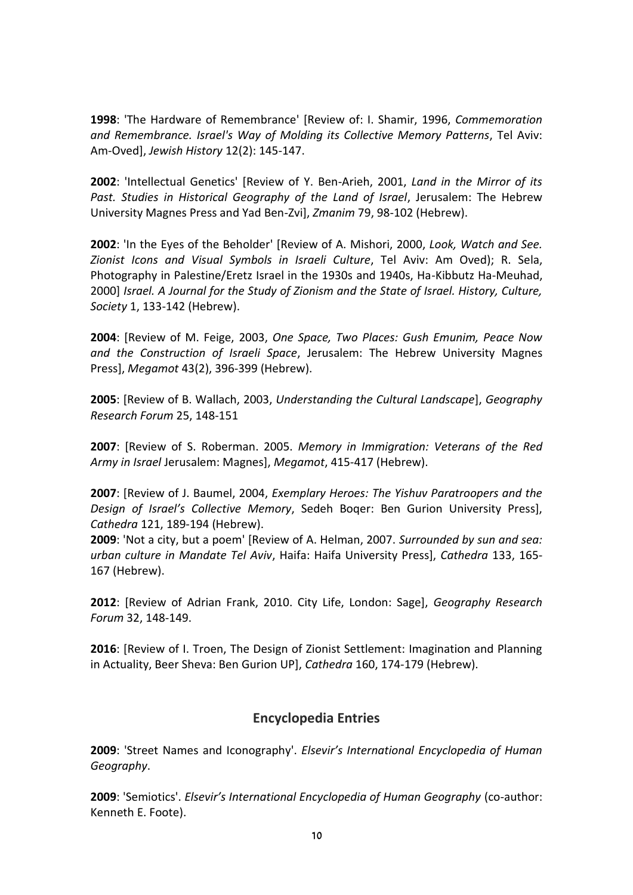**1998**: 'The Hardware of Remembrance' [Review of: I. Shamir, 1996, *Commemoration and Remembrance. Israel's Way of Molding its Collective Memory Patterns*, Tel Aviv: Am-Oved], *Jewish History* 12(2): 145-147.

**2002**: 'Intellectual Genetics' [Review of Y. Ben-Arieh, 2001, *Land in the Mirror of its Past. Studies in Historical Geography of the Land of Israel*, Jerusalem: The Hebrew University Magnes Press and Yad Ben-Zvi], *Zmanim* 79, 98-102 (Hebrew).

**2002**: 'In the Eyes of the Beholder' [Review of A. Mishori, 2000, *Look, Watch and See. Zionist Icons and Visual Symbols in Israeli Culture*, Tel Aviv: Am Oved); R. Sela, Photography in Palestine/Eretz Israel in the 1930s and 1940s, Ha-Kibbutz Ha-Meuhad, 2000] *Israel. A Journal for the Study of Zionism and the State of Israel. History, Culture, Society* 1, 133-142 (Hebrew).

**2004**: [Review of M. Feige, 2003, *One Space, Two Places: Gush Emunim, Peace Now and the Construction of Israeli Space*, Jerusalem: The Hebrew University Magnes Press], *Megamot* 43(2), 396-399 (Hebrew).

**2005**: [Review of B. Wallach, 2003, *Understanding the Cultural Landscape*], *Geography Research Forum* 25, 148-151

**2007**: [Review of S. Roberman. 2005. *Memory in Immigration: Veterans of the Red Army in Israel* Jerusalem: Magnes], *Megamot*, 415-417 (Hebrew).

**2007**: [Review of J. Baumel, 2004, *Exemplary Heroes: The Yishuv Paratroopers and the Design of Israel's Collective Memory*, Sedeh Boqer: Ben Gurion University Press], *Cathedra* 121, 189-194 (Hebrew).

**2009**: 'Not a city, but a poem' [Review of A. Helman, 2007. *Surrounded by sun and sea: urban culture in Mandate Tel Aviv*, Haifa: Haifa University Press], *Cathedra* 133, 165-167 (Hebrew).

**2012**: [Review of Adrian Frank, 2010. City Life, London: Sage], *Geography Research Forum* 32, 148-149.

**2016**: [Review of I. Troen, The Design of Zionist Settlement: Imagination and Planning in Actuality, Beer Sheva: Ben Gurion UP], *Cathedra* 160, 174-179 (Hebrew).

## Encyclopedia Entries

**2009**: 'Street Names and Iconography'. *Elsevir's International Encyclopedia of Human Geography*.

**2009**: 'Semiotics'. *Elsevir's International Encyclopedia of Human Geography* (co-author: Kenneth E. Foote).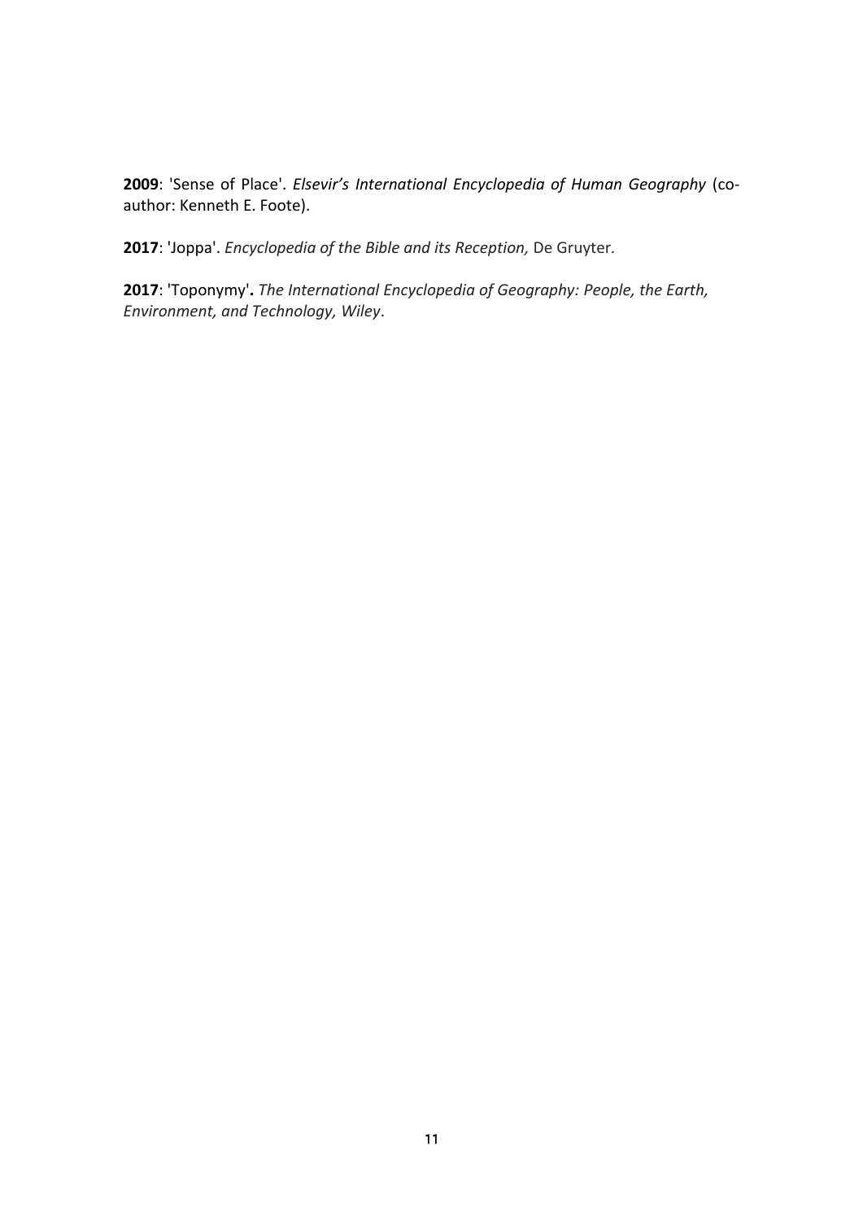**2009**: 'Sense of Place'. *Elsevir's International Encyclopedia of Human Geography* (co-author: Kenneth E. Foote).

**2017**: 'Joppa'. *Encyclopedia of the Bible and its Reception,* De Gruyter.

**2017**: 'Toponymy'**.** *The International Encyclopedia of Geography: People, the Earth, Environment, and Technology, Wiley*.